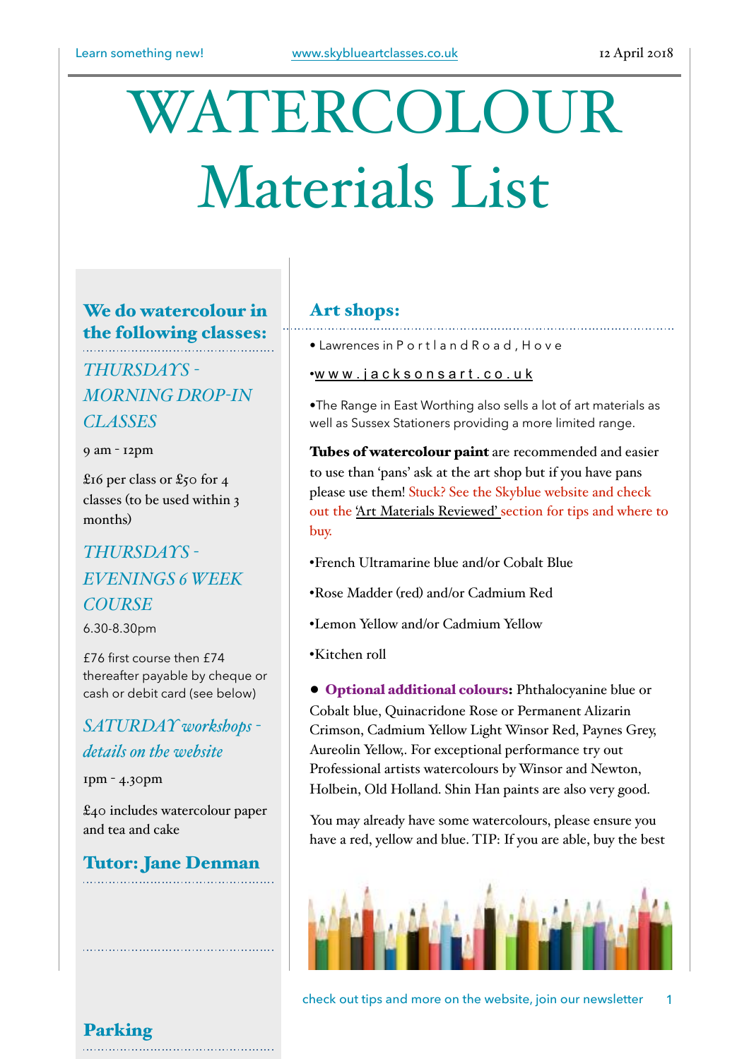# WATERCOLOUR Materials List

## We do watercolour in the following classes:

### *THURSDAYS - MORNING DROP-IN CLASSES*

9 am - 12pm

£16 per class or £50 for 4 classes (to be used within 3 months)

### *THURSDAYS - EVENINGS 6 WEEK COURSE*

6.30-8.30pm

£76 first course then £74 thereafter payable by cheque or cash or debit card (see below)

### *SATURDAY workshops - details on the website*

1pm - 4.30pm

£40 includes watercolour paper and tea and cake

## Tutor: Jane Denman

## Parking

## Art shops:

- Lawrences in Portland Road, Hove
- www.jacksonsart.co.uk
- The Range in East Worthing also sells a lot of art materials as well as Sussex Stationers providing a more limited range.

**Tubes of watercolour paint** are recommended and easier to use than 'pans' ask at the art shop but if you have pans please use them! Stuck? See the Skyblue website and check out the 'Art Materials Reviewed' section for tips and where to buy.

- French Ultramarine blue and/or Cobalt Blue
- Rose Madder (red) and/or Cadmium Red
- Lemon Yellow and/or Cadmium Yellow
- Kitchen roll

- **Optional additional colours:** Phthalocyanine blue or Cobalt blue, Quinacridone Rose or Permanent Alizarin Crimson, Cadmium Yellow Light Winsor Red, Paynes Grey, Aureolin Yellow,. For exceptional performance try out Professional artists watercolours by Winsor and Newton, Holbein, Old Holland. Shin Han paints are also very good.

You may already have some watercolours, please ensure you have a red, yellow and blue. TIP: If you are able, buy the best

check out tips and more on the website, join our newsletter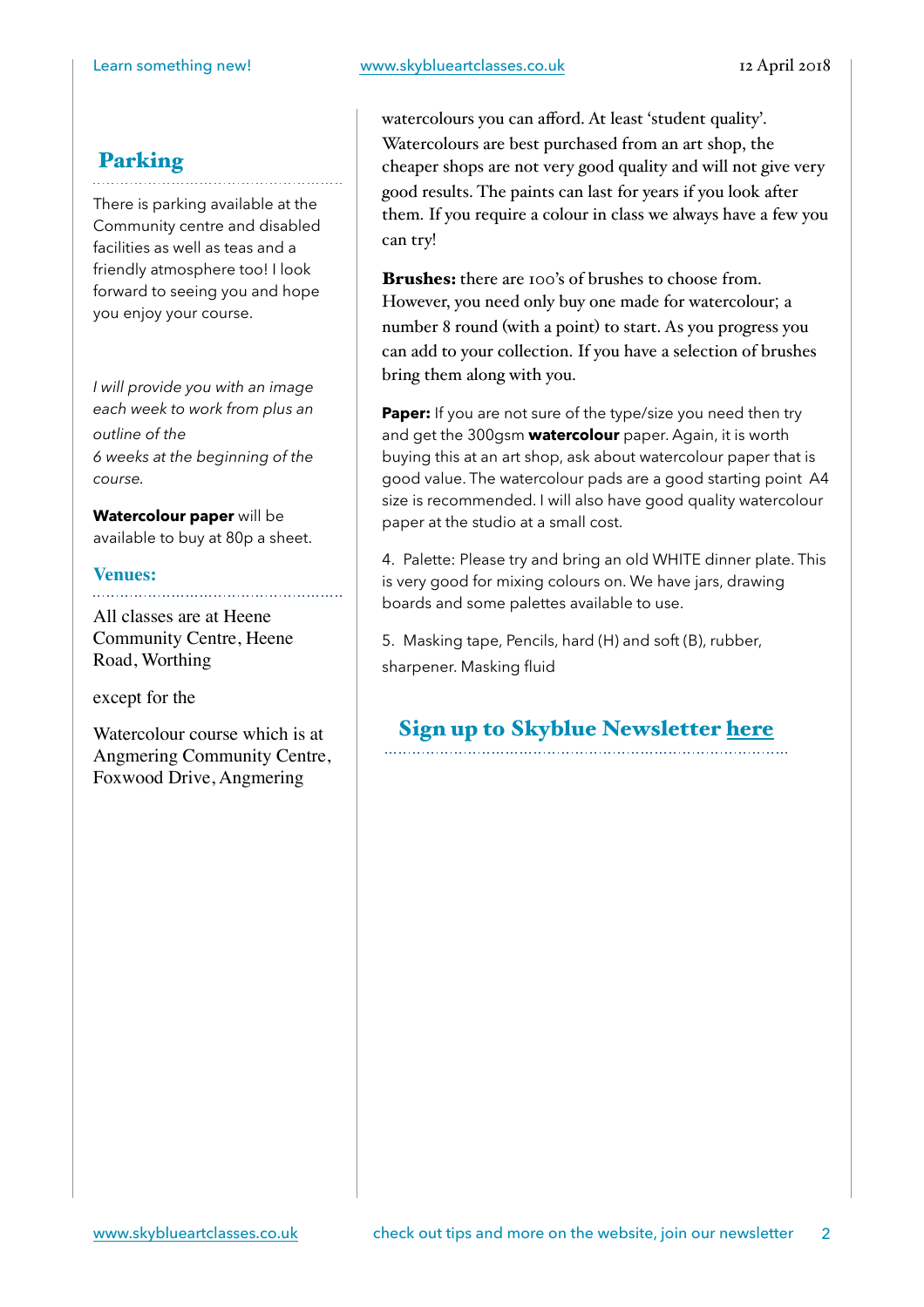## Parking

There is parking available at the Community centre and disabled facilities as well as teas and a friendly atmosphere too! I look forward to seeing you and hope you enjoy your course.

*I will provide you with an image each week to work from plus an outline of the 6 weeks at the beginning of the course.*

**Watercolour paper** will be available to buy at 80p a sheet.

## Venues:

All classes are at Heene Community Centre, Heene Road, Worthing

except for the

Watercolour course which is at Angmering Community Centre, Foxwood Drive, Angmering

watercolours you can afford. At least 'student quality'. Watercolours are best purchased from an art shop, the cheaper shops are not very good quality and will not give very good results. The paints can last for years if you look after them. If you require a colour in class we always have a few you can try!

**Brushes:** there are 100's of brushes to choose from. However, you need only buy one made for watercolour; a number 8 round (with a point) to start. As you progress you can add to your collection. If you have a selection of brushes bring them along with you.

**Paper:** If you are not sure of the type/size you need then try and get the 300gsm **watercolour** paper. Again, it is worth buying this at an art shop, ask about watercolour paper that is good value. The watercolour pads are a good starting point A4 size is recommended. I will also have good quality watercolour paper at the studio at a small cost.

4. Palette: Please try and bring an old WHITE dinner plate. This is very good for mixing colours on. We have jars, drawing boards and some palettes available to use.

5. Masking tape, Pencils, hard (H) and soft (B), rubber, sharpener. Masking fluid

## Sign up to Skyblue Newsletter here